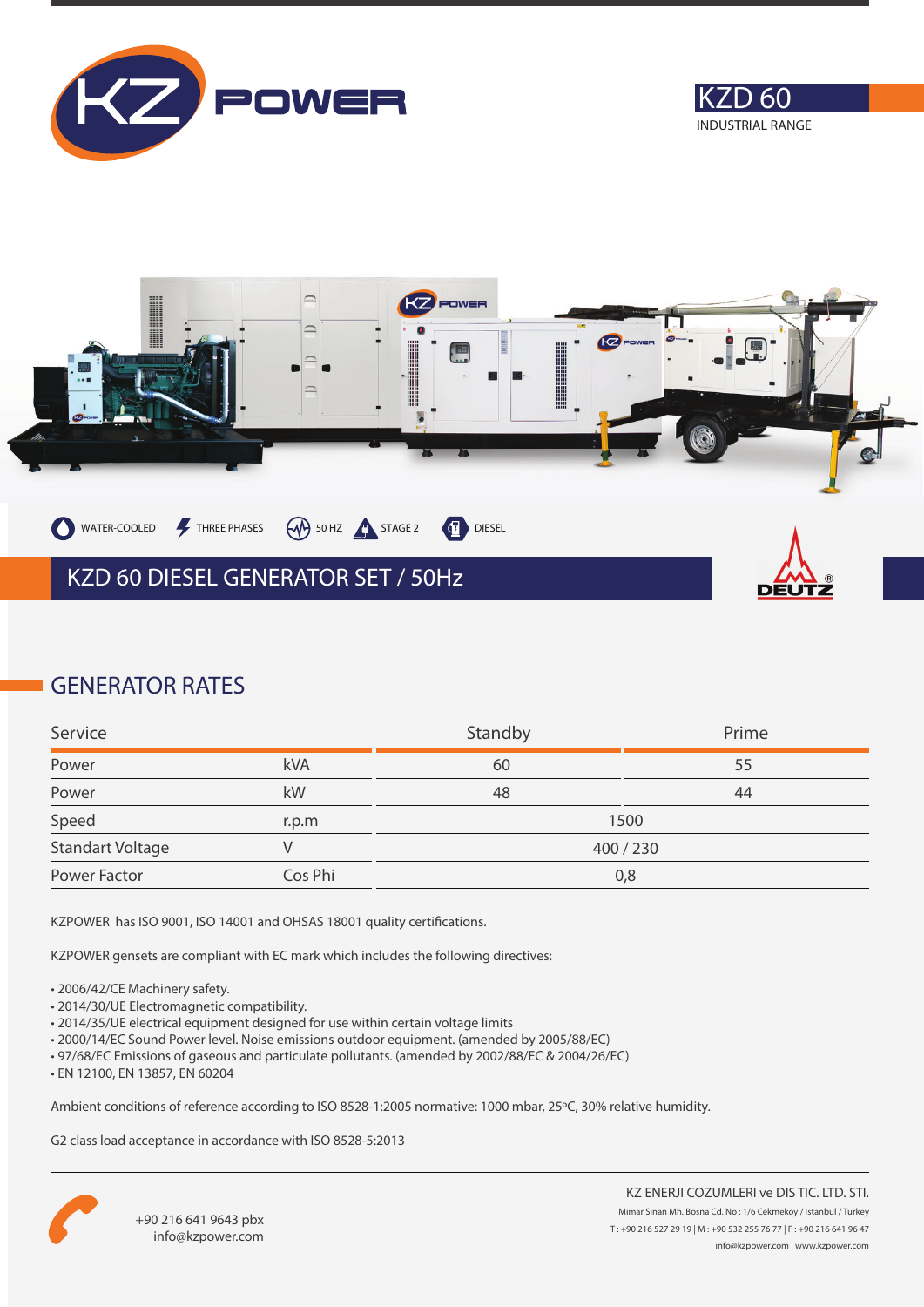# KZ POWER

**KZD 60**
INDUSTRIAL RANGE

WATER-COOLED | THREE PHASES | 50 HZ | STAGE 2 | DIESEL

## KZD 60 DIESEL GENERATOR SET / 50Hz

DEUTZ

## GENERATOR RATES

| Service | | Standby | Prime |
|---|---|---|---|
| Power | kVA | 60 | 55 |
| Power | kW | 48 | 44 |
| Speed | r.p.m | 1500 | |
| Standart Voltage | V | 400 / 230 | |
| Power Factor | Cos Phi | 0,8 | |

KZPOWER has ISO 9001, ISO 14001 and OHSAS 18001 quality certifications.

KZPOWER gensets are compliant with EC mark which includes the following directives:

- 2006/42/CE Machinery safety.
- 2014/30/UE Electromagnetic compatibility.
- 2014/35/UE electrical equipment designed for use within certain voltage limits
- 2000/14/EC Sound Power level. Noise emissions outdoor equipment. (amended by 2005/88/EC)
- 97/68/EC Emissions of gaseous and particulate pollutants. (amended by 2002/88/EC & 2004/26/EC)
- EN 12100, EN 13857, EN 60204

Ambient conditions of reference according to ISO 8528-1:2005 normative: 1000 mbar, 25ºC, 30% relative humidity.

G2 class load acceptance in accordance with ISO 8528-5:2013

+90 216 641 9643 pbx
info@kzpower.com

KZ ENERJI COZUMLERI ve DIS TIC. LTD. STI.
Mimar Sinan Mh. Bosna Cd. No : 1/6 Cekmekoy / Istanbul / Turkey
T : +90 216 527 29 19 | M : +90 532 255 76 77 | F : +90 216 641 96 47
info@kzpower.com | www.kzpower.com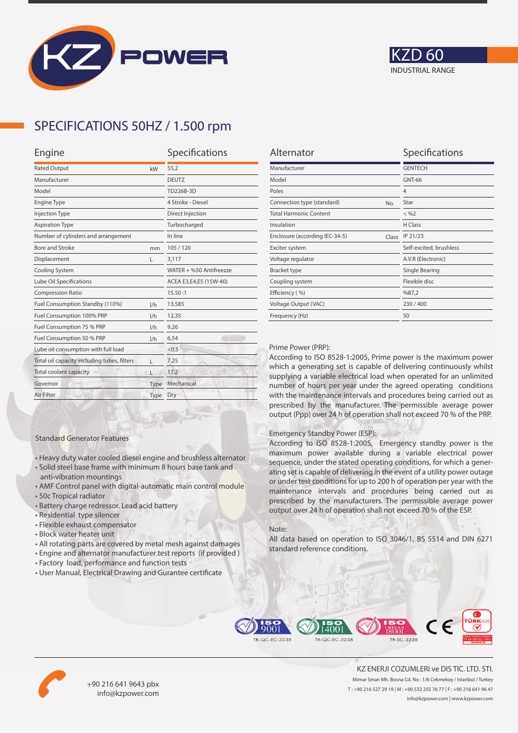# KZD 60

INDUSTRIAL RANGE

## SPECIFICATIONS 50HZ / 1.500 rpm

| Engine | | Specifications |
|---|---|---|
| Rated Output | kW | 55,2 |
| Manufacturer | | DEUTZ |
| Model | | TD226B-3D |
| Engine Type | | 4 Stroke - Diesel |
| Injection Type | | Direct Injection |
| Aspiration Type | | Turbocharged |
| Number of cylinders and arrangement | | In line |
| Bore and Stroke | mm | 105 / 120 |
| Displacement | L | 3,117 |
| Cooling System | | WATER + %50 Antifreezze |
| Lube Oil Specifications | | ACEA E3,E4,E5 (15W-40) |
| Compression Ratio | | 15.50 :1 |
| Fuel Consumption Standby (110%) | l/h | 13,585 |
| Fuel Consumption 100% PRP | l/h | 12,35 |
| Fuel Consumption 75 % PRP | l/h | 9,26 |
| Fuel Consumption 50 % PRP | l/h | 6,54 |
| Lube oil consumption with full load | | <0,5 |
| Total oil capacity including tubes, filters | L | 7,25 |
| Total coolant capacity | L | 17,2 |
| Governor | Type | Mechanical |
| Air Filter | Type | Dry |

| Alternator | | Specifications |
|---|---|---|
| Manufacturer | | GENTECH |
| Model | | GNT-66 |
| Poles | | 4 |
| Connection type (standard) | No. | Star |
| Total Harmonic Content | | < %2 |
| Insulation | | H Class |
| Enclosure (according IEC-34-5) | Class | IP 21/23 |
| Exciter system | | Self-excited, brushless |
| Voltage regulator | | A.V.R (Electronic) |
| Bracket type | | Single Bearing |
| Coupling system | | Flexible disc |
| Efficiency ( %) | | %87,2 |
| Voltage Output (VAC) | | 230 / 400 |
| Frequency (Hz) | | 50 |

Prime Power (PRP):

According to ISO 8528-1:2005, Prime power is the maximum power which a generating set is capable of delivering continuously whilst supplying a variable electrical load when operated for an unlimited number of hours per year under the agreed operating conditions with the maintenance intervals and procedures being carried out as prescribed by the manufacturer. The permissible average power output (Ppp) over 24 h of operation shall not exceed 70 % of the PRP.

Emergency Standby Power (ESP):

According to ISO 8528-1:2005, Emergency standby power is the maximum power available during a variable electrical power sequence, under the stated operating conditions, for which a generating set is capable of delivering in the event of a utility power outage or under test conditions for up to 200 h of operation per year with the maintenance intervals and procedures being carried out as prescribed by the manufacturers. The permissible average power output over 24 h of operation shall not exceed 70 % of the ESP.

Note:

All data based on operation to ISO 3046/1, BS 5514 and DIN 6271 standard reference conditions.

Standard Generator Features

- Heavy duty water cooled diesel engine and brushless alternator
- Solid steel base frame with minimum 8 hours base tank and anti-vibration mountings
- AMF Control panel with digital-automatic main control module
- 50c Tropical radiator
- Battery charge redressor. Lead acid battery
- Residential type silencer
- Flexible exhaust compensator
- Block water heater unit
- All rotating parts are covered by metal mesh against damages
- Engine and alternator manufacturer test reports (if provided )
- Factory load, performance and function tests
- User Manual, Electrical Drawing and Gurantee certificate

ISO 9001 TR-QC-EC-3238 | ISO 14001 TR-QC-EC-3238 | ISO OHSAS 18001 TR-SC-3238 | CE | TÜRKAK

+90 216 641 9643 pbx
info@kzpower.com

KZ ENERJI COZUMLERI ve DIS TIC. LTD. STI.
Mimar Sinan Mh. Bosna Cd. No : 1/6 Cekmekoy / Istanbul / Turkey
T : +90 216 527 29 19 | M : +90 532 255 76 77 | F : +90 216 641 96 47
info@kzpower.com | www.kzpower.com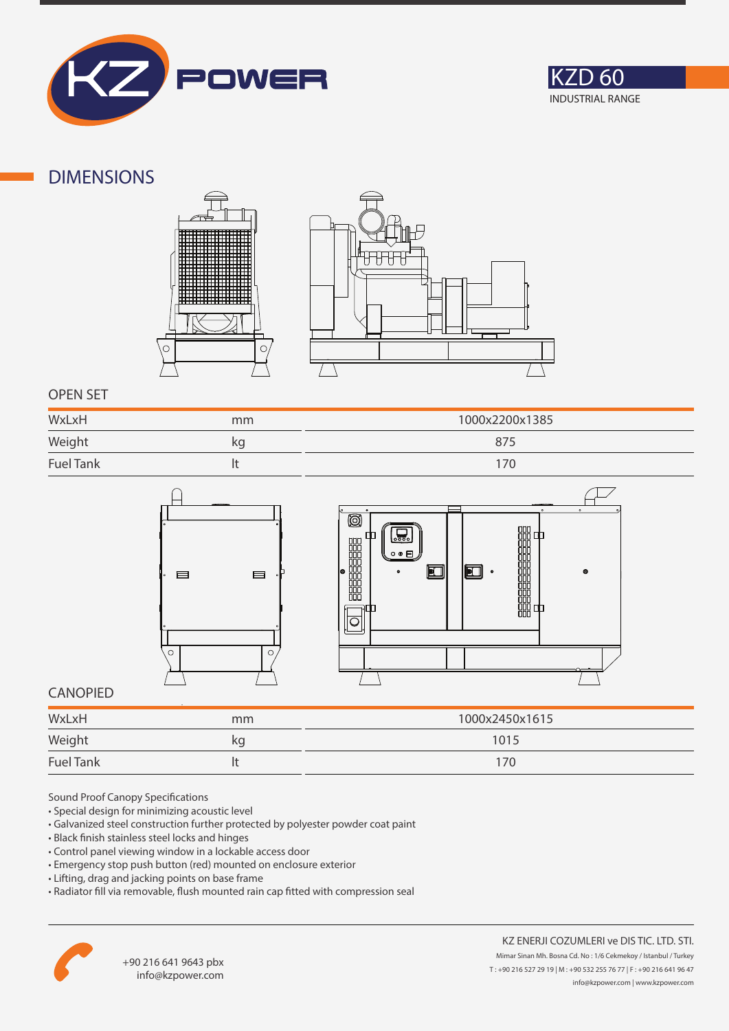KZD 60

INDUSTRIAL RANGE

## DIMENSIONS

### OPEN SET

| WxLxH | mm | 1000x2200x1385 |
|---|---|---|
| Weight | kg | 875 |
| Fuel Tank | lt | 170 |

### CANOPIED

| WxLxH | mm | 1000x2450x1615 |
|---|---|---|
| Weight | kg | 1015 |
| Fuel Tank | lt | 170 |

Sound Proof Canopy Specifications

- Special design for minimizing acoustic level
- Galvanized steel construction further protected by polyester powder coat paint
- Black finish stainless steel locks and hinges
- Control panel viewing window in a lockable access door
- Emergency stop push button (red) mounted on enclosure exterior
- Lifting, drag and jacking points on base frame
- Radiator fill via removable, flush mounted rain cap fitted with compression seal

+90 216 641 9643 pbx
info@kzpower.com

KZ ENERJI COZUMLERI ve DIS TIC. LTD. STI.
Mimar Sinan Mh. Bosna Cd. No : 1/6 Cekmekoy / Istanbul / Turkey
T : +90 216 527 29 19 | M : +90 532 255 76 77 | F : +90 216 641 96 47
info@kzpower.com | www.kzpower.com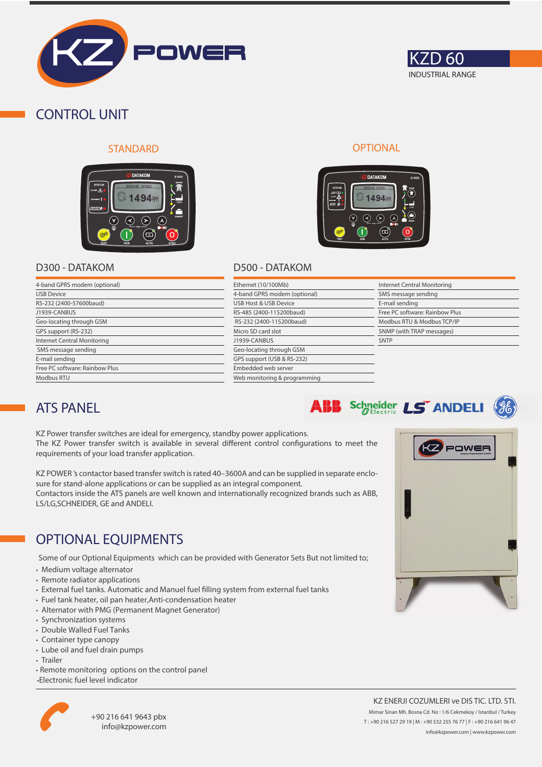KZ POWER

KZD 60
INDUSTRIAL RANGE

## CONTROL UNIT

### STANDARD

### D300 - DATAKOM

| |
|---|
| 4-band GPRS modem (optional) |
| USB Device |
| RS-232 (2400-57600baud) |
| J1939-CANBUS |
| Geo-locating through GSM |
| GPS support (RS-232) |
| Internet Central Monitoring |
| SMS message sending |
| E-mail sending |
| Free PC software: Rainbow Plus |
| Modbus RTU |

### OPTIONAL

### D500 - DATAKOM

| | |
|---|---|
| Ethernet (10/100Mb) | Internet Central Monitoring |
| 4-band GPRS modem (optional) | SMS message sending |
| USB Host & USB Device | E-mail sending |
| RS-485 (2400-115200baud) | Free PC software: Rainbow Plus |
| RS-232 (2400-115200baud) | Modbus RTU & Modbus TCP/IP |
| Micro SD card slot | SNMP (with TRAP messages) |
| J1939-CANBUS | SNTP |
| Geo-locating through GSM | |
| GPS support (USB & RS-232) | |
| Embedded web server | |
| Web monitoring & programming | |

## ATS PANEL

KZ Power transfer switches are ideal for emergency, standby power applications.
The KZ Power transfer switch is available in several different control configurations to meet the requirements of your load transfer application.

KZ POWER 's contactor based transfer switch is rated 40–3600A and can be supplied in separate enclosure for stand-alone applications or can be supplied as an integral component.
Contactors inside the ATS panels are well known and internationally recognized brands such as ABB, LS/LG,SCHNEIDER, GE and ANDELI.

## OPTIONAL EQUIPMENTS

Some of our Optional Equipments which can be provided with Generator Sets But not limited to;

- Medium voltage alternator
- Remote radiator applications
- External fuel tanks. Automatic and Manuel fuel filling system from external fuel tanks
- Fuel tank heater, oil pan heater,Anti-condensation heater
- Alternator with PMG (Permanent Magnet Generator)
- Synchronization systems
- Double Walled Fuel Tanks
- Container type canopy
- Lube oil and fuel drain pumps
- Trailer
- Remote monitoring options on the control panel
- Electronic fuel level indicator

+90 216 641 9643 pbx
info@kzpower.com

KZ ENERJI COZUMLERI ve DIS TIC. LTD. STI.
Mimar Sinan Mh. Bosna Cd. No : 1/6 Cekmekoy / Istanbul / Turkey
T : +90 216 527 29 19 | M : +90 532 255 76 77 | F : +90 216 641 96 47
info@kzpower.com | www.kzpower.com